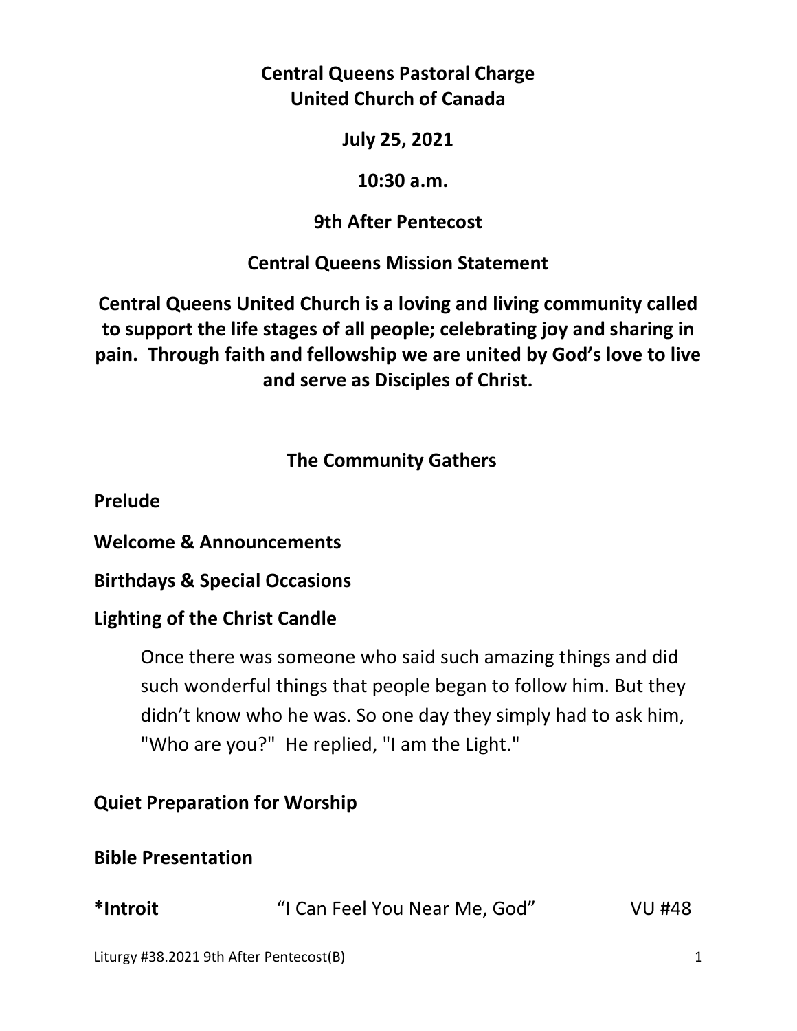**Central Queens Pastoral Charge**
**United Church of Canada**

**July 25, 2021**

**10:30 a.m.**

**9th After Pentecost**

**Central Queens Mission Statement**

**Central Queens United Church is a loving and living community called to support the life stages of all people; celebrating joy and sharing in pain. Through faith and fellowship we are united by God's love to live and serve as Disciples of Christ.**

## The Community Gathers

**Prelude**

**Welcome & Announcements**

**Birthdays & Special Occasions**

**Lighting of the Christ Candle**

> Once there was someone who said such amazing things and did such wonderful things that people began to follow him. But they didn't know who he was. So one day they simply had to ask him, "Who are you?" He replied, "I am the Light."

**Quiet Preparation for Worship**

**Bible Presentation**

**\*Introit** "I Can Feel You Near Me, God" VU #48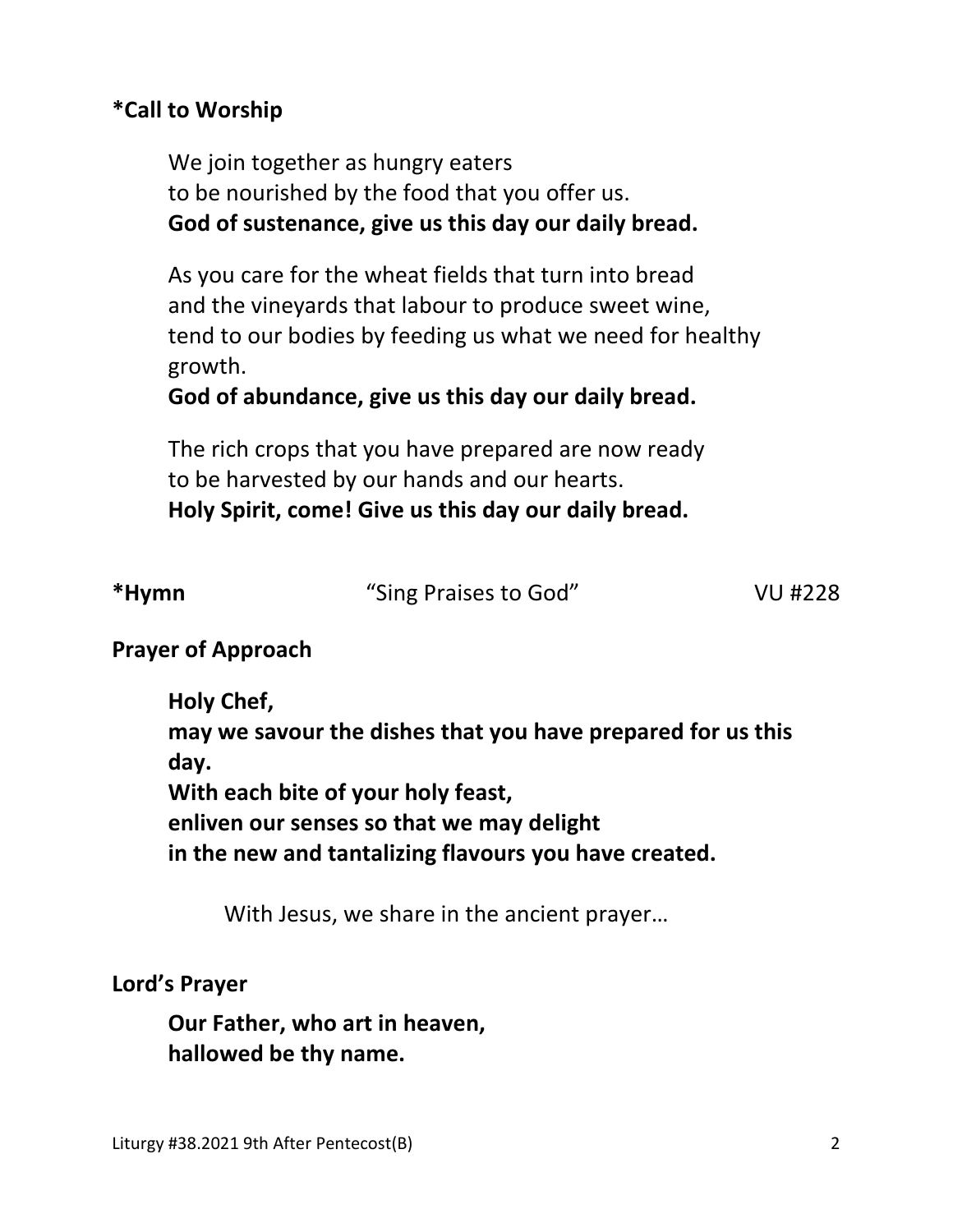**\*Call to Worship**

We join together as hungry eaters
to be nourished by the food that you offer us.
**God of sustenance, give us this day our daily bread.**

As you care for the wheat fields that turn into bread
and the vineyards that labour to produce sweet wine,
tend to our bodies by feeding us what we need for healthy growth.
**God of abundance, give us this day our daily bread.**

The rich crops that you have prepared are now ready
to be harvested by our hands and our hearts.
**Holy Spirit, come! Give us this day our daily bread.**

**\*Hymn** "Sing Praises to God" VU #228

**Prayer of Approach**

**Holy Chef,**
**may we savour the dishes that you have prepared for us this day.**
**With each bite of your holy feast,**
**enliven our senses so that we may delight**
**in the new and tantalizing flavours you have created.**

With Jesus, we share in the ancient prayer…

**Lord's Prayer**

**Our Father, who art in heaven,**
**hallowed be thy name.**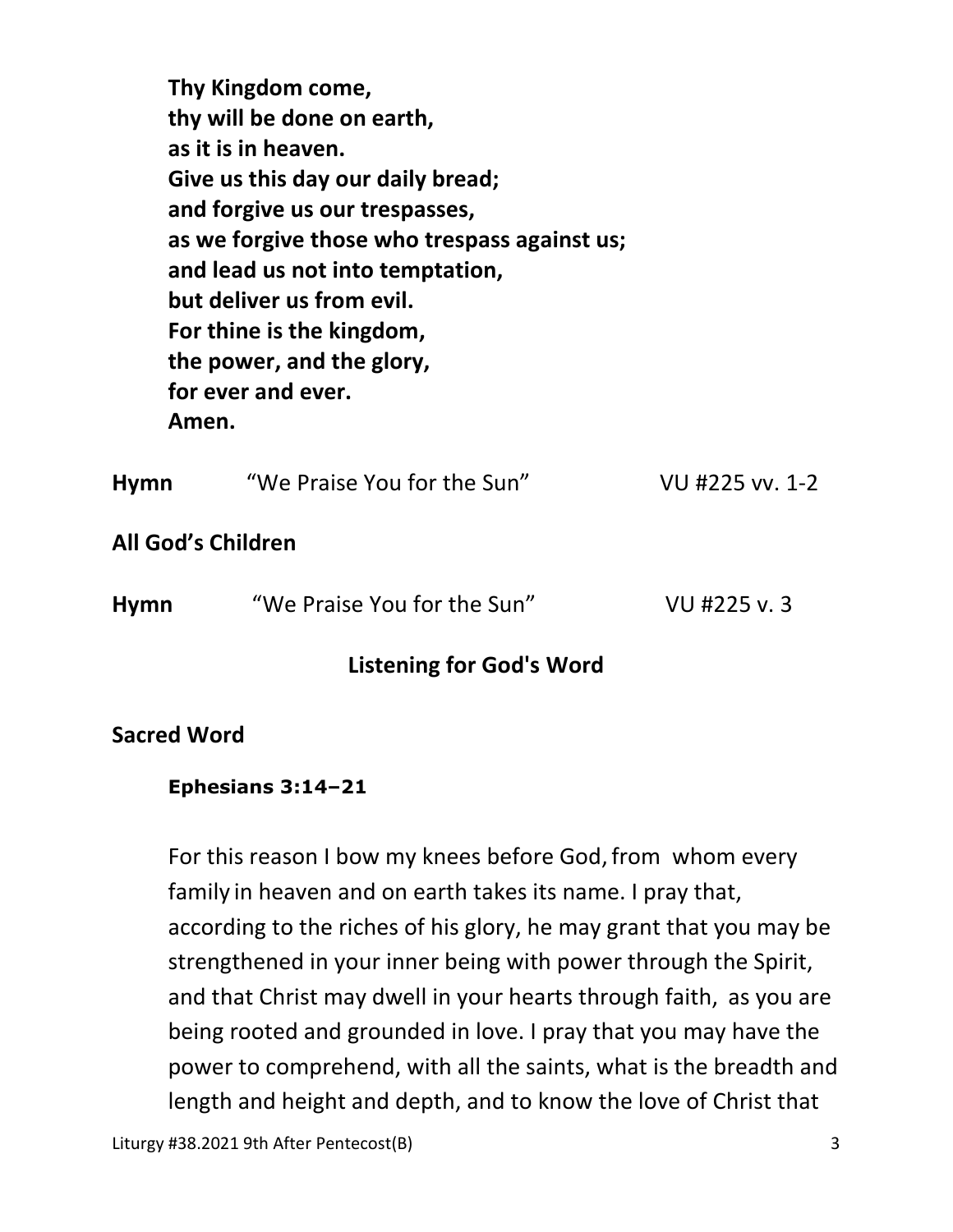**Thy Kingdom come,**
**thy will be done on earth,**
**as it is in heaven.**
**Give us this day our daily bread;**
**and forgive us our trespasses,**
**as we forgive those who trespass against us;**
**and lead us not into temptation,**
**but deliver us from evil.**
**For thine is the kingdom,**
**the power, and the glory,**
**for ever and ever.**
**Amen.**

**Hymn** "We Praise You for the Sun" VU #225 vv. 1-2

**All God's Children**

**Hymn** "We Praise You for the Sun" VU #225 v. 3

## Listening for God's Word

**Sacred Word**

**Ephesians 3:14–21**

For this reason I bow my knees before God, from whom every family in heaven and on earth takes its name. I pray that, according to the riches of his glory, he may grant that you may be strengthened in your inner being with power through the Spirit, and that Christ may dwell in your hearts through faith, as you are being rooted and grounded in love. I pray that you may have the power to comprehend, with all the saints, what is the breadth and length and height and depth, and to know the love of Christ that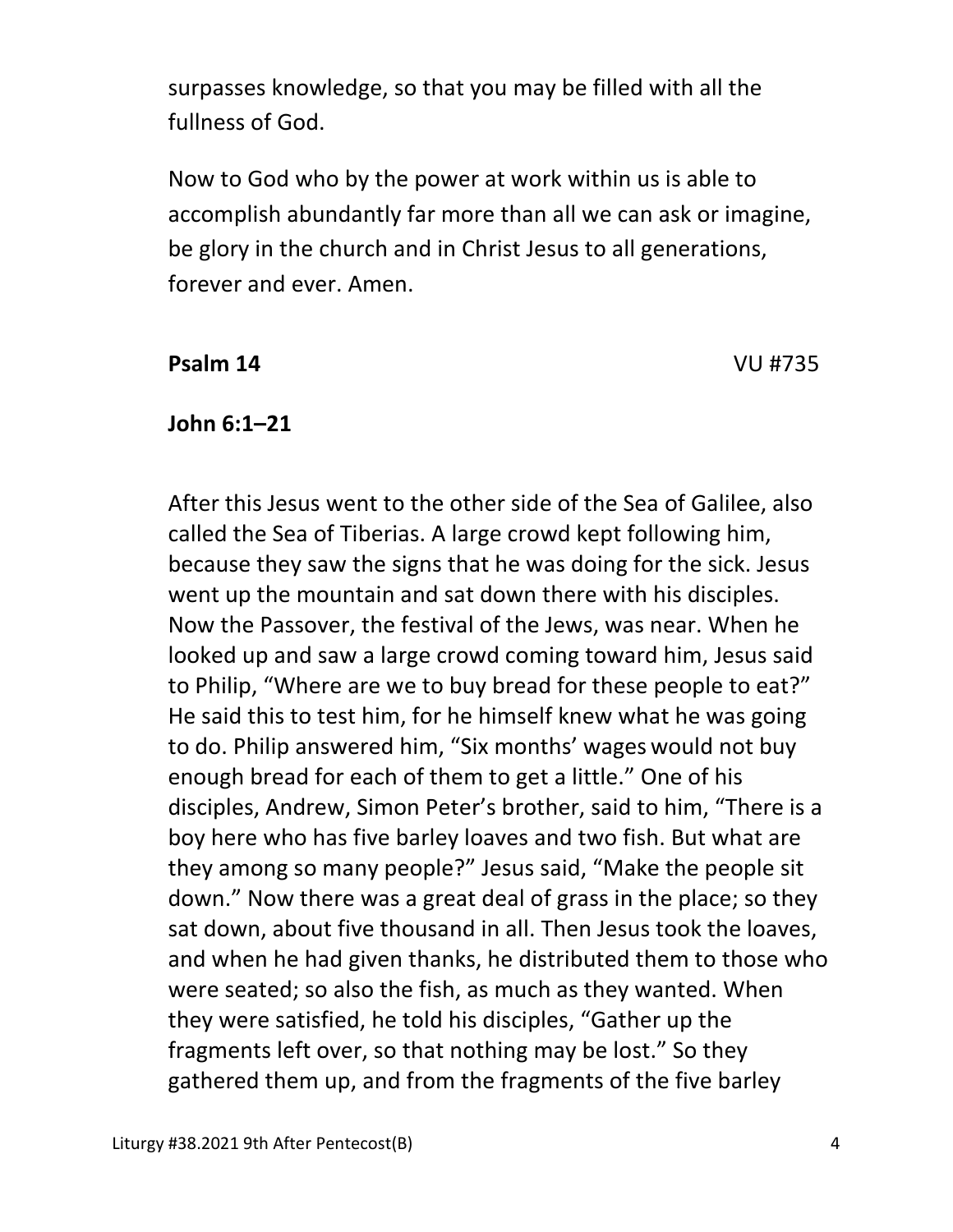surpasses knowledge, so that you may be filled with all the fullness of God.

Now to God who by the power at work within us is able to accomplish abundantly far more than all we can ask or imagine, be glory in the church and in Christ Jesus to all generations, forever and ever. Amen.

**Psalm 14** VU #735

**John 6:1–21**

After this Jesus went to the other side of the Sea of Galilee, also called the Sea of Tiberias. A large crowd kept following him, because they saw the signs that he was doing for the sick. Jesus went up the mountain and sat down there with his disciples. Now the Passover, the festival of the Jews, was near. When he looked up and saw a large crowd coming toward him, Jesus said to Philip, "Where are we to buy bread for these people to eat?" He said this to test him, for he himself knew what he was going to do. Philip answered him, "Six months' wages would not buy enough bread for each of them to get a little." One of his disciples, Andrew, Simon Peter's brother, said to him, "There is a boy here who has five barley loaves and two fish. But what are they among so many people?" Jesus said, "Make the people sit down." Now there was a great deal of grass in the place; so they sat down, about five thousand in all. Then Jesus took the loaves, and when he had given thanks, he distributed them to those who were seated; so also the fish, as much as they wanted. When they were satisfied, he told his disciples, "Gather up the fragments left over, so that nothing may be lost." So they gathered them up, and from the fragments of the five barley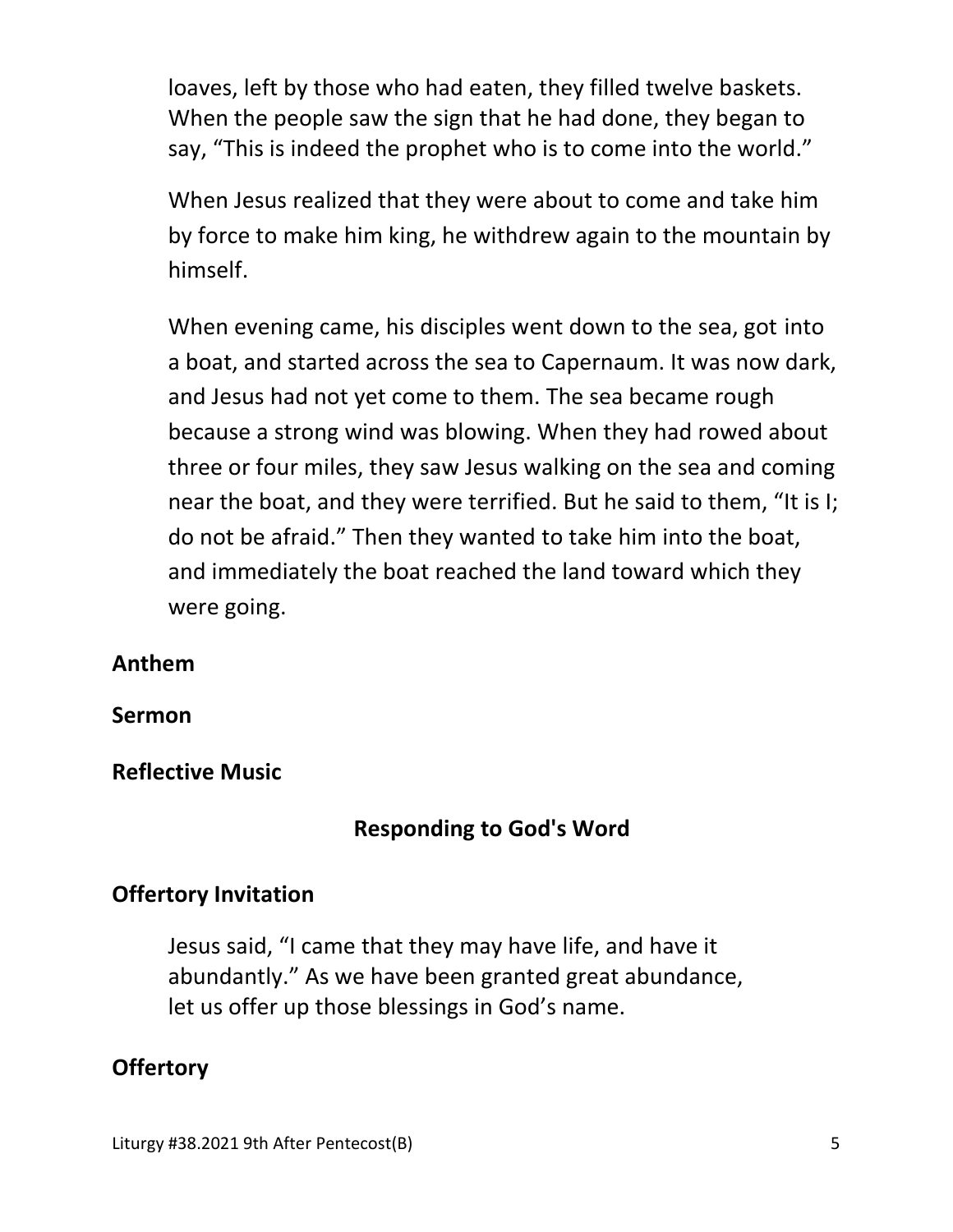loaves, left by those who had eaten, they filled twelve baskets. When the people saw the sign that he had done, they began to say, "This is indeed the prophet who is to come into the world."

When Jesus realized that they were about to come and take him by force to make him king, he withdrew again to the mountain by himself.

When evening came, his disciples went down to the sea, got into a boat, and started across the sea to Capernaum. It was now dark, and Jesus had not yet come to them. The sea became rough because a strong wind was blowing. When they had rowed about three or four miles, they saw Jesus walking on the sea and coming near the boat, and they were terrified. But he said to them, "It is I; do not be afraid." Then they wanted to take him into the boat, and immediately the boat reached the land toward which they were going.

**Anthem**

**Sermon**

**Reflective Music**

## Responding to God's Word

**Offertory Invitation**

Jesus said, "I came that they may have life, and have it abundantly." As we have been granted great abundance, let us offer up those blessings in God's name.

**Offertory**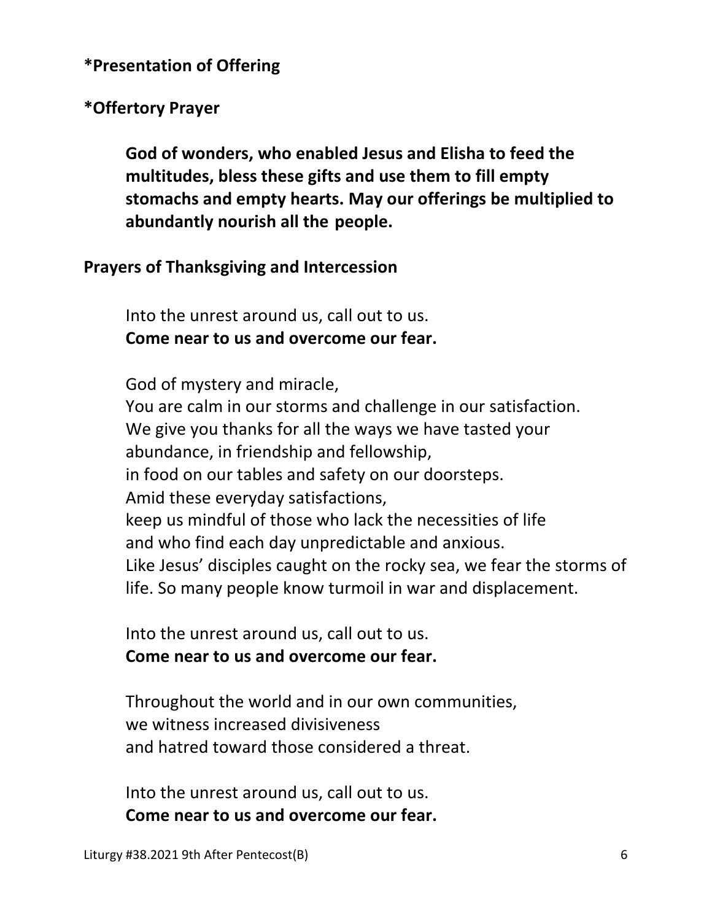**\*Presentation of Offering**

**\*Offertory Prayer**

**God of wonders, who enabled Jesus and Elisha to feed the multitudes, bless these gifts and use them to fill empty stomachs and empty hearts. May our offerings be multiplied to abundantly nourish all the people.**

**Prayers of Thanksgiving and Intercession**

Into the unrest around us, call out to us.
**Come near to us and overcome our fear.**

God of mystery and miracle,
You are calm in our storms and challenge in our satisfaction.
We give you thanks for all the ways we have tasted your abundance, in friendship and fellowship,
in food on our tables and safety on our doorsteps.
Amid these everyday satisfactions,
keep us mindful of those who lack the necessities of life
and who find each day unpredictable and anxious.
Like Jesus' disciples caught on the rocky sea, we fear the storms of life. So many people know turmoil in war and displacement.

Into the unrest around us, call out to us.
**Come near to us and overcome our fear.**

Throughout the world and in our own communities,
we witness increased divisiveness
and hatred toward those considered a threat.

Into the unrest around us, call out to us.
**Come near to us and overcome our fear.**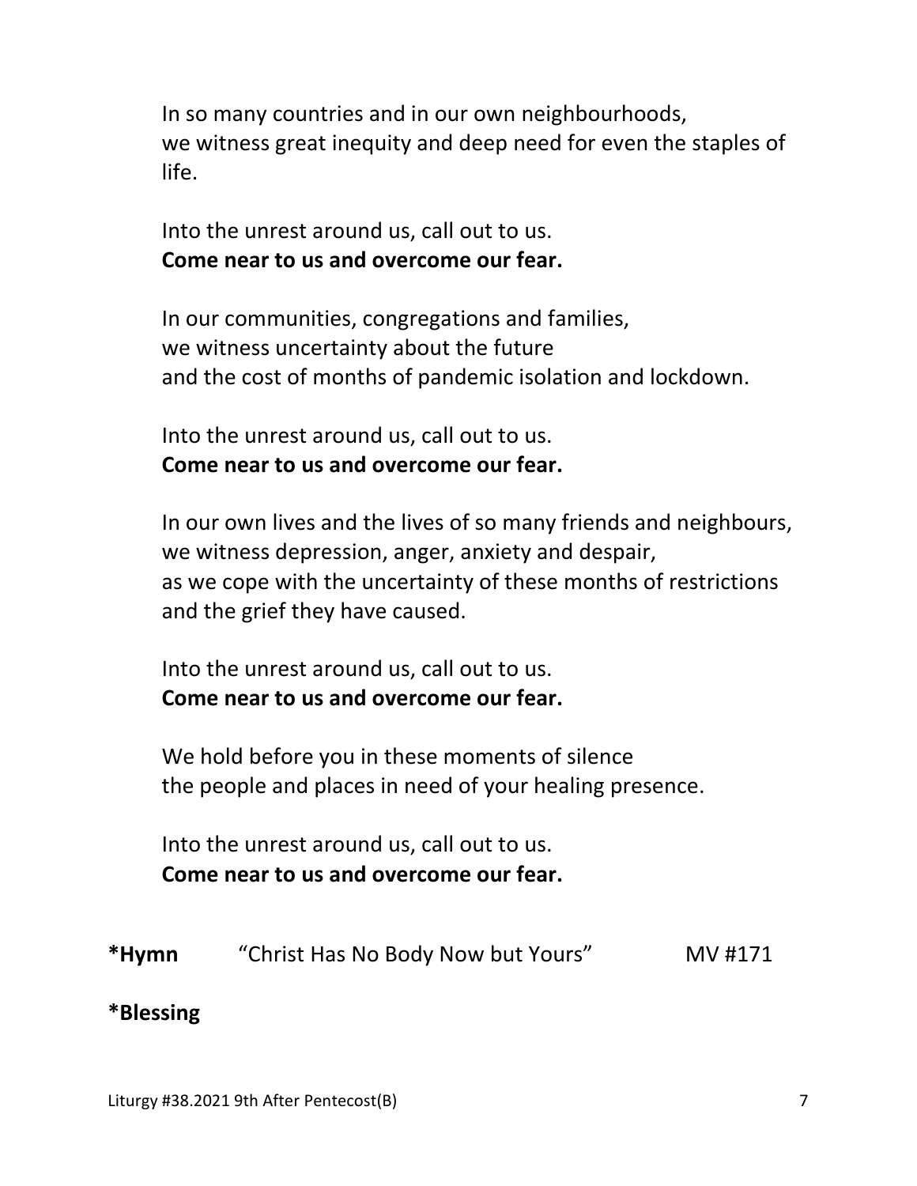In so many countries and in our own neighbourhoods,
we witness great inequity and deep need for even the staples of life.

Into the unrest around us, call out to us.
**Come near to us and overcome our fear.**

In our communities, congregations and families,
we witness uncertainty about the future
and the cost of months of pandemic isolation and lockdown.

Into the unrest around us, call out to us.
**Come near to us and overcome our fear.**

In our own lives and the lives of so many friends and neighbours,
we witness depression, anger, anxiety and despair,
as we cope with the uncertainty of these months of restrictions and the grief they have caused.

Into the unrest around us, call out to us.
**Come near to us and overcome our fear.**

We hold before you in these moments of silence
the people and places in need of your healing presence.

Into the unrest around us, call out to us.
**Come near to us and overcome our fear.**

**\*Hymn** "Christ Has No Body Now but Yours" MV #171

**\*Blessing**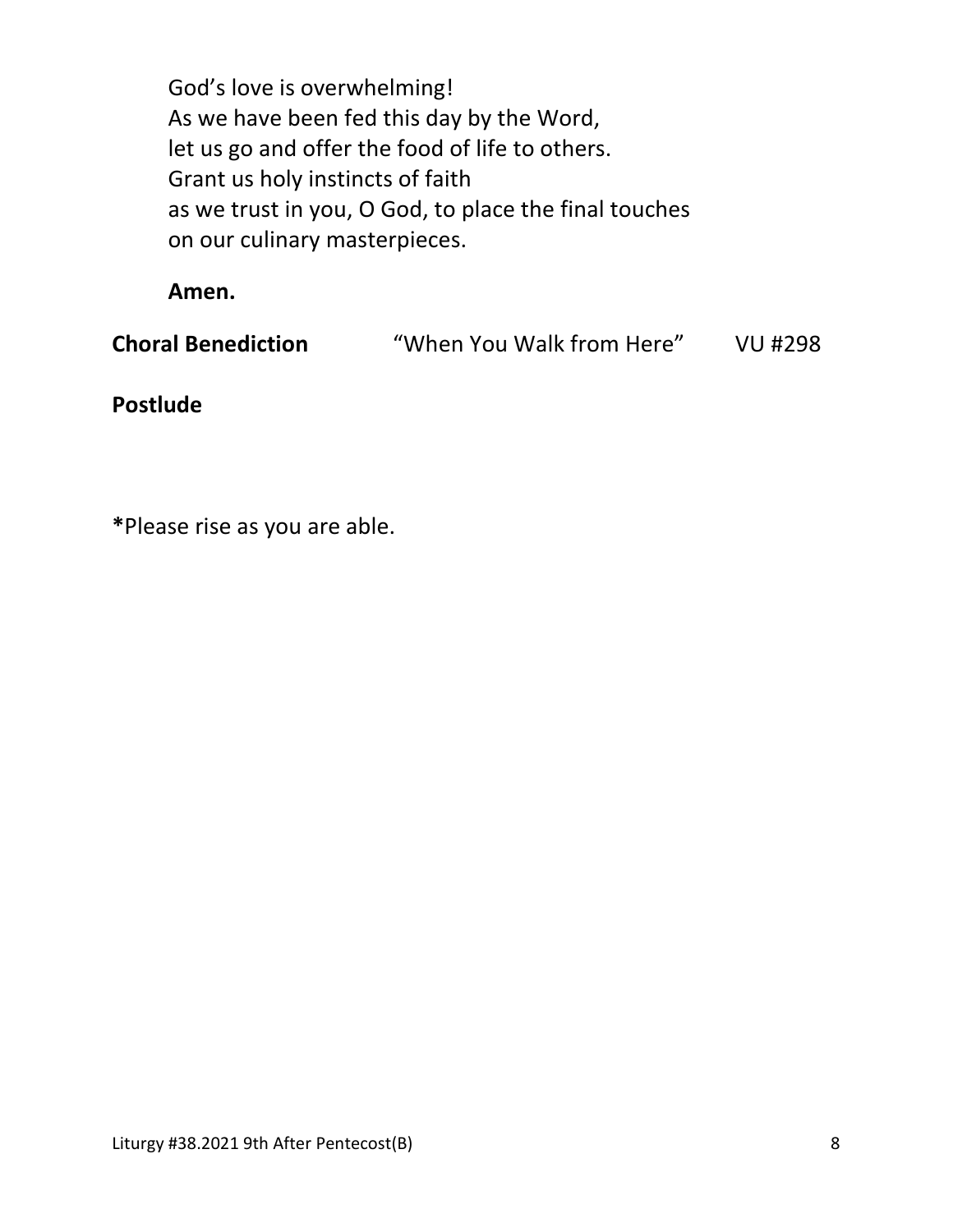God's love is overwhelming!
As we have been fed this day by the Word,
let us go and offer the food of life to others.
Grant us holy instincts of faith
as we trust in you, O God, to place the final touches
on our culinary masterpieces.

**Amen.**

**Choral Benediction** "When You Walk from Here" VU #298

**Postlude**

***Please rise as you are able.**